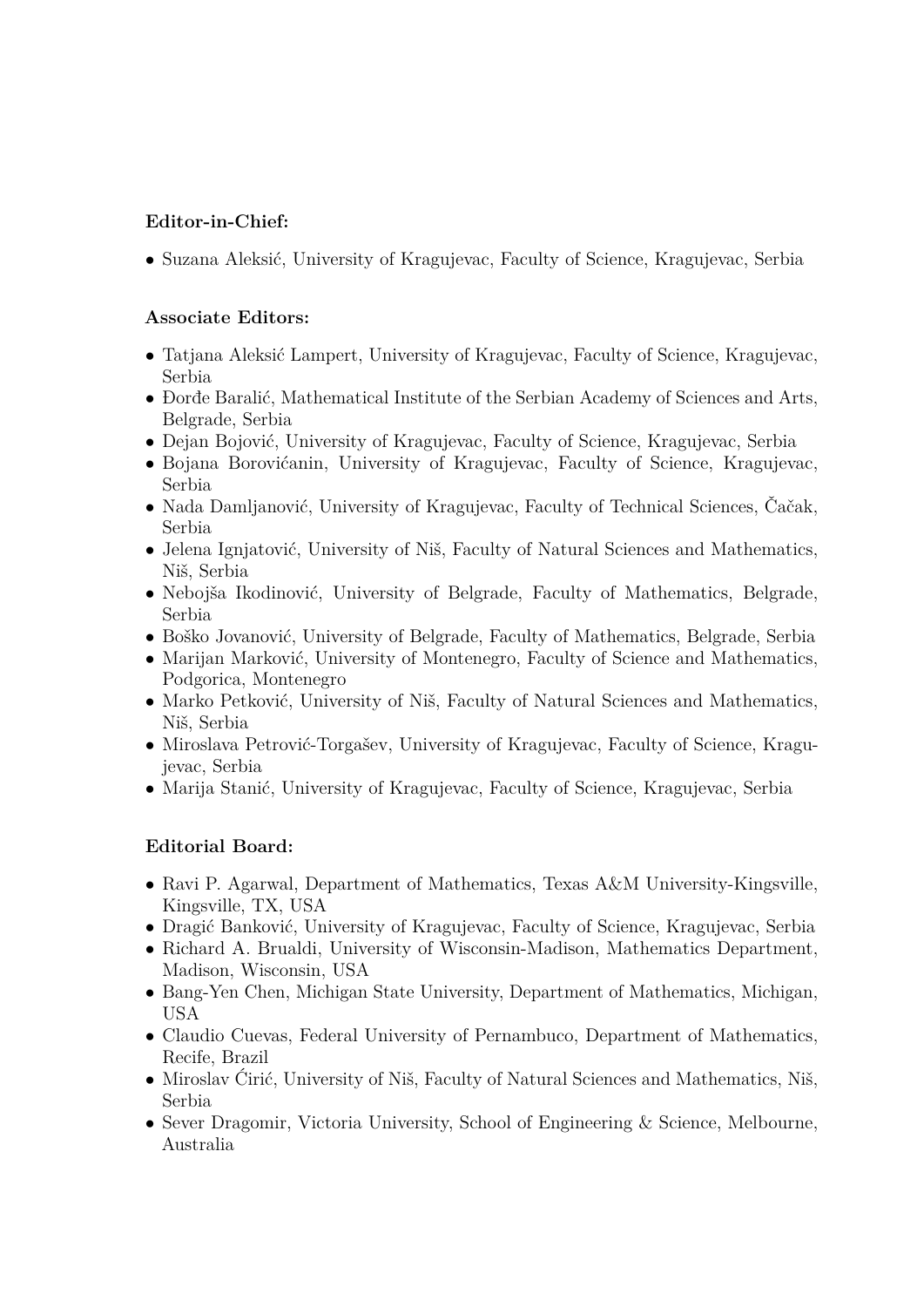**Editor-in-Chief:**

- Suzana Aleksić, University of Kragujevac, Faculty of Science, Kragujevac, Serbia

**Associate Editors:**

- Tatjana Aleksić Lampert, University of Kragujevac, Faculty of Science, Kragujevac, Serbia
- Đorđe Baralić, Mathematical Institute of the Serbian Academy of Sciences and Arts, Belgrade, Serbia
- Dejan Bojović, University of Kragujevac, Faculty of Science, Kragujevac, Serbia
- Bojana Borovićanin, University of Kragujevac, Faculty of Science, Kragujevac, Serbia
- Nada Damljanović, University of Kragujevac, Faculty of Technical Sciences, Čačak, Serbia
- Jelena Ignjatović, University of Niš, Faculty of Natural Sciences and Mathematics, Niš, Serbia
- Nebojša Ikodinović, University of Belgrade, Faculty of Mathematics, Belgrade, Serbia
- Boško Jovanović, University of Belgrade, Faculty of Mathematics, Belgrade, Serbia
- Marijan Marković, University of Montenegro, Faculty of Science and Mathematics, Podgorica, Montenegro
- Marko Petković, University of Niš, Faculty of Natural Sciences and Mathematics, Niš, Serbia
- Miroslava Petrović-Torgašev, University of Kragujevac, Faculty of Science, Kragujevac, Serbia
- Marija Stanić, University of Kragujevac, Faculty of Science, Kragujevac, Serbia

**Editorial Board:**

- Ravi P. Agarwal, Department of Mathematics, Texas A&M University-Kingsville, Kingsville, TX, USA
- Dragić Banković, University of Kragujevac, Faculty of Science, Kragujevac, Serbia
- Richard A. Brualdi, University of Wisconsin-Madison, Mathematics Department, Madison, Wisconsin, USA
- Bang-Yen Chen, Michigan State University, Department of Mathematics, Michigan, USA
- Claudio Cuevas, Federal University of Pernambuco, Department of Mathematics, Recife, Brazil
- Miroslav Ćirić, University of Niš, Faculty of Natural Sciences and Mathematics, Niš, Serbia
- Sever Dragomir, Victoria University, School of Engineering & Science, Melbourne, Australia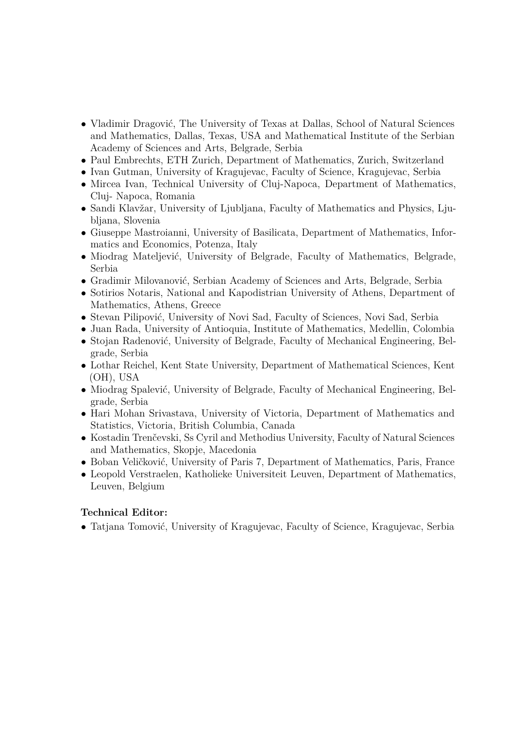- Vladimir Dragović, The University of Texas at Dallas, School of Natural Sciences and Mathematics, Dallas, Texas, USA and Mathematical Institute of the Serbian Academy of Sciences and Arts, Belgrade, Serbia
- Paul Embrechts, ETH Zurich, Department of Mathematics, Zurich, Switzerland
- Ivan Gutman, University of Kragujevac, Faculty of Science, Kragujevac, Serbia
- Mircea Ivan, Technical University of Cluj-Napoca, Department of Mathematics, Cluj- Napoca, Romania
- Sandi Klavžar, University of Ljubljana, Faculty of Mathematics and Physics, Ljubljana, Slovenia
- Giuseppe Mastroianni, University of Basilicata, Department of Mathematics, Informatics and Economics, Potenza, Italy
- Miodrag Mateljević, University of Belgrade, Faculty of Mathematics, Belgrade, Serbia
- Gradimir Milovanović, Serbian Academy of Sciences and Arts, Belgrade, Serbia
- Sotirios Notaris, National and Kapodistrian University of Athens, Department of Mathematics, Athens, Greece
- Stevan Pilipović, University of Novi Sad, Faculty of Sciences, Novi Sad, Serbia
- Juan Rada, University of Antioquia, Institute of Mathematics, Medellin, Colombia
- Stojan Radenović, University of Belgrade, Faculty of Mechanical Engineering, Belgrade, Serbia
- Lothar Reichel, Kent State University, Department of Mathematical Sciences, Kent (OH), USA
- Miodrag Spalević, University of Belgrade, Faculty of Mechanical Engineering, Belgrade, Serbia
- Hari Mohan Srivastava, University of Victoria, Department of Mathematics and Statistics, Victoria, British Columbia, Canada
- Kostadin Trenčevski, Ss Cyril and Methodius University, Faculty of Natural Sciences and Mathematics, Skopje, Macedonia
- Boban Veličković, University of Paris 7, Department of Mathematics, Paris, France
- Leopold Verstraelen, Katholieke Universiteit Leuven, Department of Mathematics, Leuven, Belgium

**Technical Editor:**

- Tatjana Tomović, University of Kragujevac, Faculty of Science, Kragujevac, Serbia